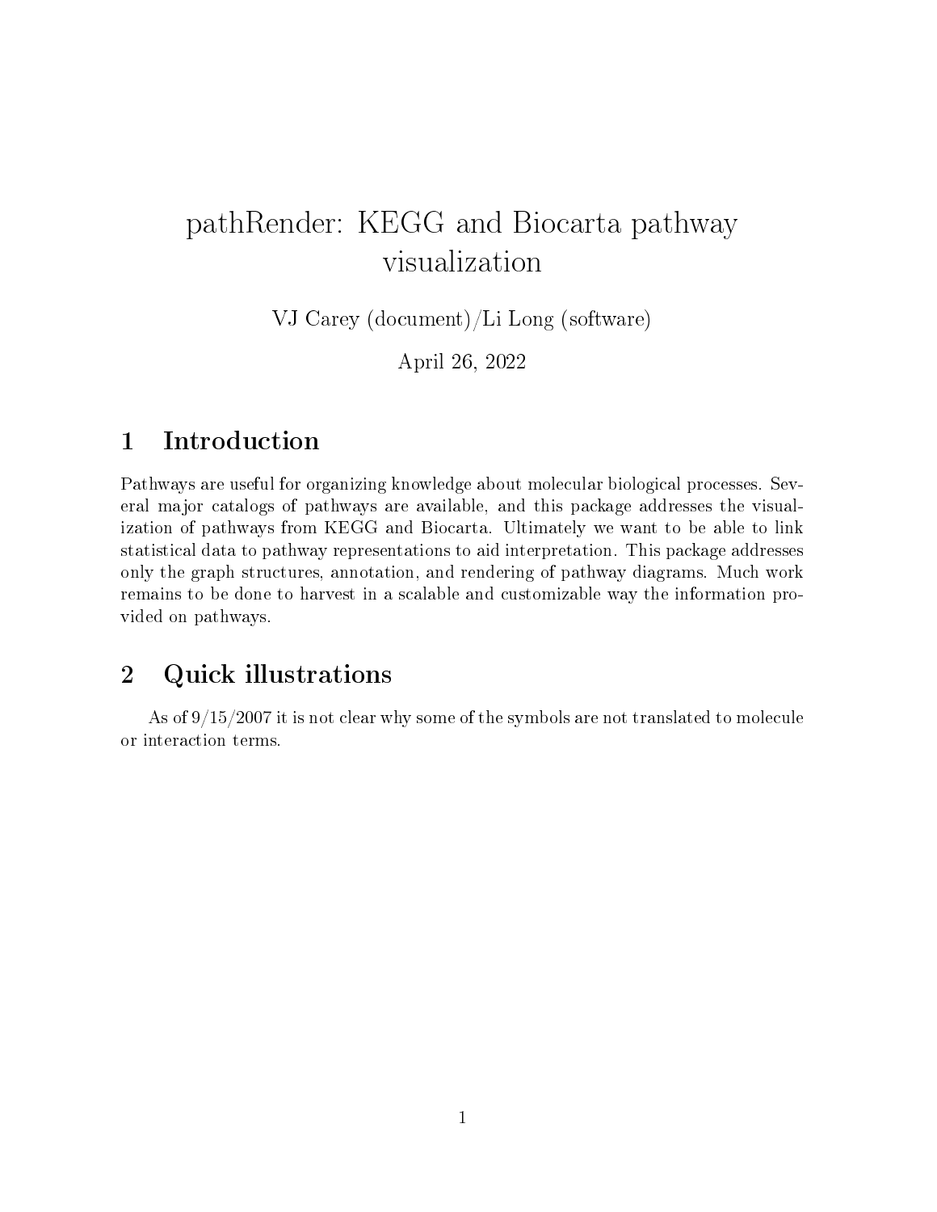# pathRender: KEGG and Biocarta pathway visualization

VJ Carey (document)/Li Long (software)

April 26, 2022

## 1 Introduction

Pathways are useful for organizing knowledge about molecular biological processes. Several major catalogs of pathways are available, and this package addresses the visualization of pathways from KEGG and Biocarta. Ultimately we want to be able to link statistical data to pathway representations to aid interpretation. This package addresses only the graph structures, annotation, and rendering of pathway diagrams. Much work remains to be done to harvest in a scalable and customizable way the information provided on pathways.

## 2 Quick illustrations

As of 9/15/2007 it is not clear why some of the symbols are not translated to molecule or interaction terms.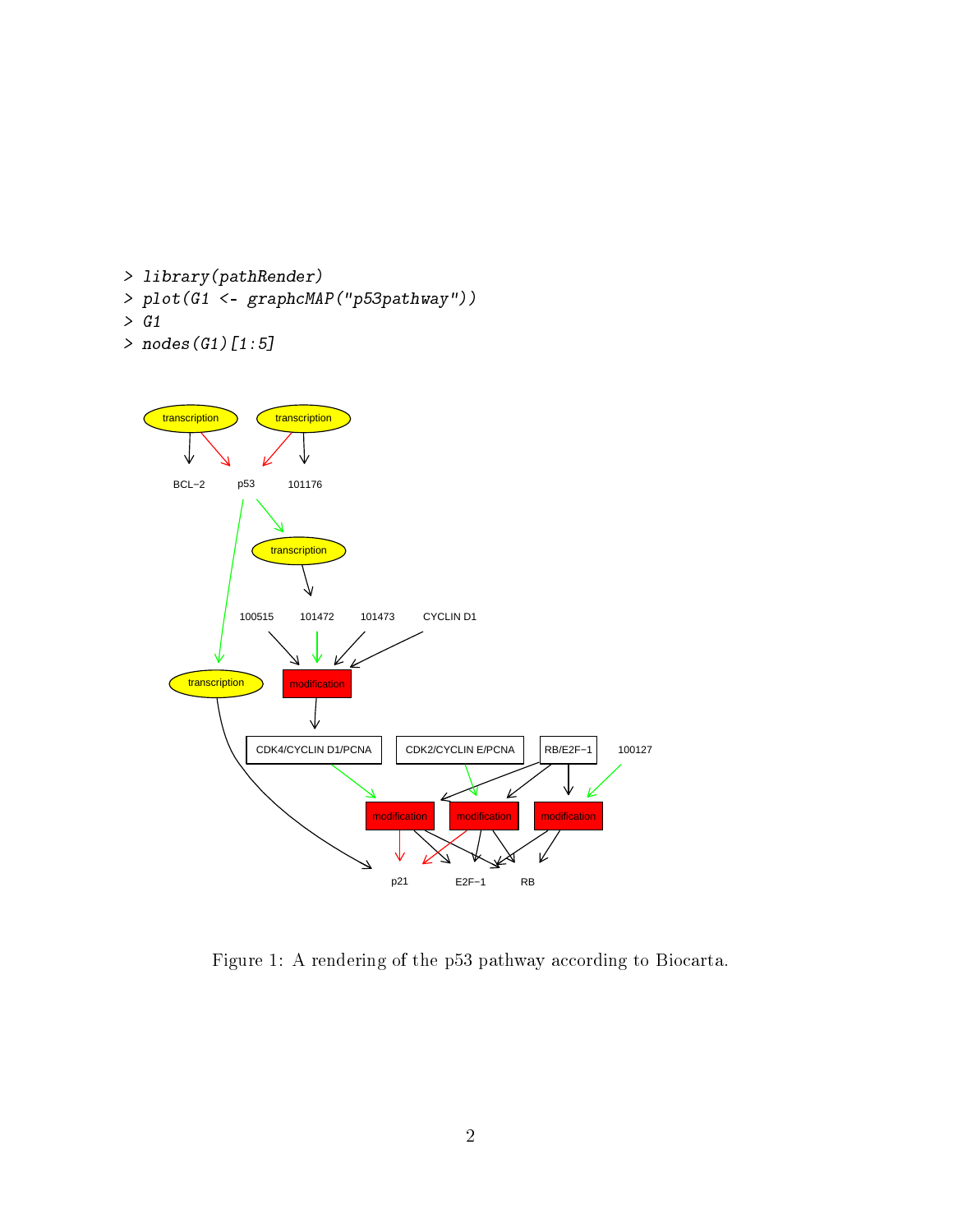```
> library(pathRender)
> plot(G1 <- graphcMAP("p53pathway"))
> G1
> nodes(G1)[1:5]
```

Figure 1: A rendering of the p53 pathway according to Biocarta.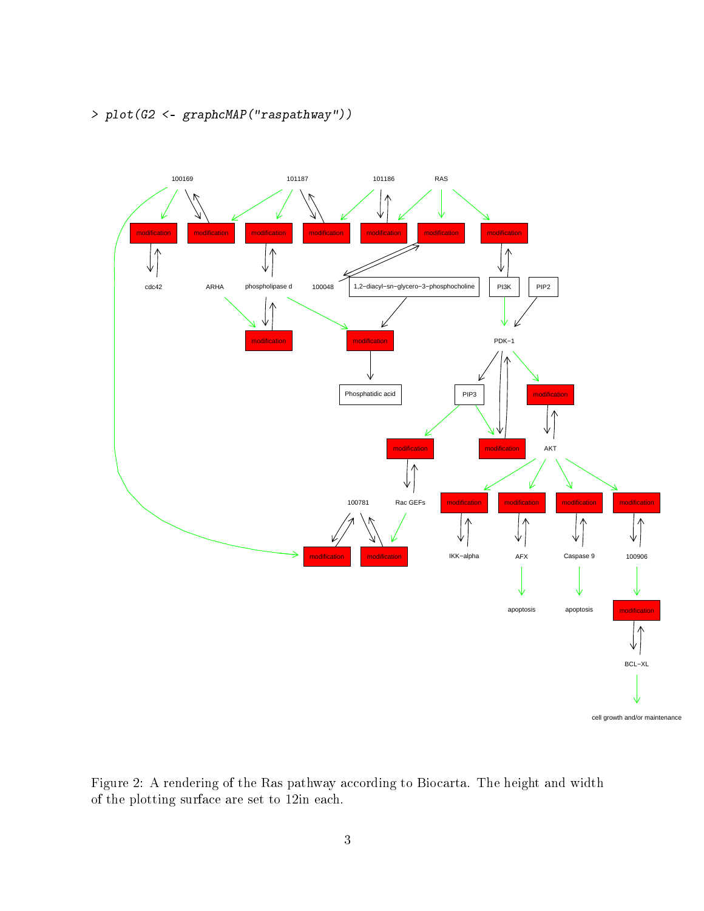```
> plot(G2 <- graphcMAP("raspathway"))
```

100169
101187
101186
RAS
modification
modification
modification
modification
modification
modification
modification
cdc42
ARHA
phospholipase d
100048
1,2−diacyl−sn−glycero−3−phosphocholine
PI3K
PIP2
modification
modification
PDK−1
Phosphatidic acid
PIP3
modification
modification
modification
AKT
100781
Rac GEFs
modification
modification
modification
modification
modification
modification
IKK−alpha
AFX
Caspase 9
100906
apoptosis
apoptosis
modification
BCL−XL
cell growth and/or maintenance

Figure 2: A rendering of the Ras pathway according to Biocarta. The height and width of the plotting surface are set to 12in each.